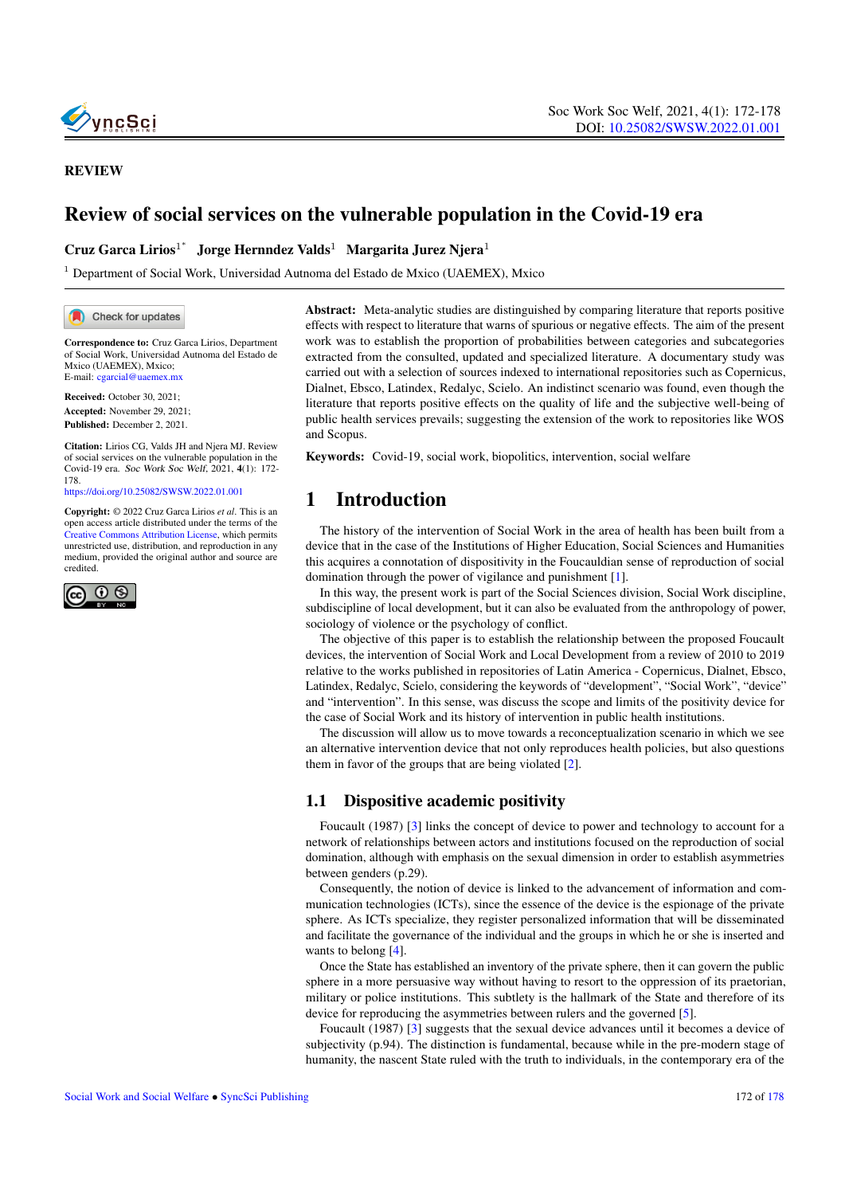REVIEW

# Review of social services on the vulnerable population in the Covid-19 era

**Cruz Garca Lirios**[1*] **Jorge Herndez Valds**[1] **Margarita Jurez Njera**[1]

[1] Department of Social Work, Universidad Autnoma del Estado de Mxico (UAEMEX), Mxico

**Correspondence to:** Cruz Garca Lirios, Department of Social Work, Universidad Autnoma del Estado de Mxico (UAEMEX), Mxico;
E-mail: cgarcial@uaemex.mx

**Received:** October 30, 2021;
**Accepted:** November 29, 2021;
**Published:** December 2, 2021.

**Citation:** Lirios CG, Valds JH and Njera MJ. Review of social services on the vulnerable population in the Covid-19 era. *Soc Work Soc Welf*, 2021, **4**(1): 172-178.
https://doi.org/10.25082/SWSW.2022.01.001

**Copyright:** © 2022 Cruz Garca Lirios *et al*. This is an open access article distributed under the terms of the Creative Commons Attribution License, which permits unrestricted use, distribution, and reproduction in any medium, provided the original author and source are credited.

**Abstract:** Meta-analytic studies are distinguished by comparing literature that reports positive effects with respect to literature that warns of spurious or negative effects. The aim of the present work was to establish the proportion of probabilities between categories and subcategories extracted from the consulted, updated and specialized literature. A documentary study was carried out with a selection of sources indexed to international repositories such as Copernicus, Dialnet, Ebsco, Latindex, Redalyc, Scielo. An indistinct scenario was found, even though the literature that reports positive effects on the quality of life and the subjective well-being of public health services prevails; suggesting the extension of the work to repositories like WOS and Scopus.

**Keywords:** Covid-19, social work, biopolitics, intervention, social welfare

## 1 Introduction

The history of the intervention of Social Work in the area of health has been built from a device that in the case of the Institutions of Higher Education, Social Sciences and Humanities this acquires a connotation of dispositivity in the Foucauldian sense of reproduction of social domination through the power of vigilance and punishment [1].

In this way, the present work is part of the Social Sciences division, Social Work discipline, subdiscipline of local development, but it can also be evaluated from the anthropology of power, sociology of violence or the psychology of conflict.

The objective of this paper is to establish the relationship between the proposed Foucault devices, the intervention of Social Work and Local Development from a review of 2010 to 2019 relative to the works published in repositories of Latin America - Copernicus, Dialnet, Ebsco, Latindex, Redalyc, Scielo, considering the keywords of "development", "Social Work", "device" and "intervention". In this sense, was discuss the scope and limits of the positivity device for the case of Social Work and its history of intervention in public health institutions.

The discussion will allow us to move towards a reconceptualization scenario in which we see an alternative intervention device that not only reproduces health policies, but also questions them in favor of the groups that are being violated [2].

### 1.1 Dispositive academic positivity

Foucault (1987) [3] links the concept of device to power and technology to account for a network of relationships between actors and institutions focused on the reproduction of social domination, although with emphasis on the sexual dimension in order to establish asymmetries between genders (p.29).

Consequently, the notion of device is linked to the advancement of information and communication technologies (ICTs), since the essence of the device is the espionage of the private sphere. As ICTs specialize, they register personalized information that will be disseminated and facilitate the governance of the individual and the groups in which he or she is inserted and wants to belong [4].

Once the State has established an inventory of the private sphere, then it can govern the public sphere in a more persuasive way without having to resort to the oppression of its praetorian, military or police institutions. This subtlety is the hallmark of the State and therefore of its device for reproducing the asymmetries between rulers and the governed [5].

Foucault (1987) [3] suggests that the sexual device advances until it becomes a device of subjectivity (p.94). The distinction is fundamental, because while in the pre-modern stage of humanity, the nascent State ruled with the truth to individuals, in the contemporary era of the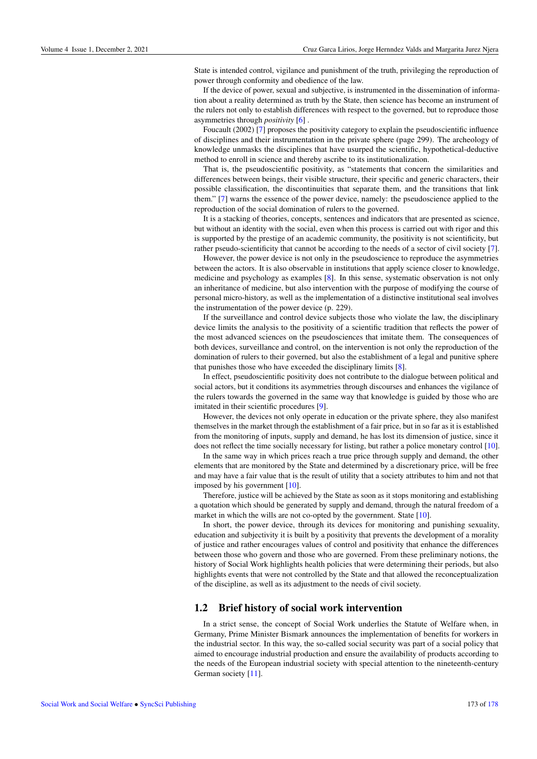State is intended control, vigilance and punishment of the truth, privileging the reproduction of power through conformity and obedience of the law.

If the device of power, sexual and subjective, is instrumented in the dissemination of information about a reality determined as truth by the State, then science has become an instrument of the rulers not only to establish differences with respect to the governed, but to reproduce those asymmetries through *positivity* [6] .

Foucault (2002) [7] proposes the positivity category to explain the pseudoscientific influence of disciplines and their instrumentation in the private sphere (page 299). The archeology of knowledge unmasks the disciplines that have usurped the scientific, hypothetical-deductive method to enroll in science and thereby ascribe to its institutionalization.

That is, the pseudoscientific positivity, as "statements that concern the similarities and differences between beings, their visible structure, their specific and generic characters, their possible classification, the discontinuities that separate them, and the transitions that link them." [7] warns the essence of the power device, namely: the pseudoscience applied to the reproduction of the social domination of rulers to the governed.

It is a stacking of theories, concepts, sentences and indicators that are presented as science, but without an identity with the social, even when this process is carried out with rigor and this is supported by the prestige of an academic community, the positivity is not scientificity, but rather pseudo-scientificity that cannot be according to the needs of a sector of civil society [7].

However, the power device is not only in the pseudoscience to reproduce the asymmetries between the actors. It is also observable in institutions that apply science closer to knowledge, medicine and psychology as examples [8]. In this sense, systematic observation is not only an inheritance of medicine, but also intervention with the purpose of modifying the course of personal micro-history, as well as the implementation of a distinctive institutional seal involves the instrumentation of the power device (p. 229).

If the surveillance and control device subjects those who violate the law, the disciplinary device limits the analysis to the positivity of a scientific tradition that reflects the power of the most advanced sciences on the pseudosciences that imitate them. The consequences of both devices, surveillance and control, on the intervention is not only the reproduction of the domination of rulers to their governed, but also the establishment of a legal and punitive sphere that punishes those who have exceeded the disciplinary limits [8].

In effect, pseudoscientific positivity does not contribute to the dialogue between political and social actors, but it conditions its asymmetries through discourses and enhances the vigilance of the rulers towards the governed in the same way that knowledge is guided by those who are imitated in their scientific procedures [9].

However, the devices not only operate in education or the private sphere, they also manifest themselves in the market through the establishment of a fair price, but in so far as it is established from the monitoring of inputs, supply and demand, he has lost its dimension of justice, since it does not reflect the time socially necessary for listing, but rather a police monetary control [10].

In the same way in which prices reach a true price through supply and demand, the other elements that are monitored by the State and determined by a discretionary price, will be free and may have a fair value that is the result of utility that a society attributes to him and not that imposed by his government [10].

Therefore, justice will be achieved by the State as soon as it stops monitoring and establishing a quotation which should be generated by supply and demand, through the natural freedom of a market in which the wills are not co-opted by the government. State [10].

In short, the power device, through its devices for monitoring and punishing sexuality, education and subjectivity it is built by a positivity that prevents the development of a morality of justice and rather encourages values of control and positivity that enhance the differences between those who govern and those who are governed. From these preliminary notions, the history of Social Work highlights health policies that were determining their periods, but also highlights events that were not controlled by the State and that allowed the reconceptualization of the discipline, as well as its adjustment to the needs of civil society.

## 1.2 Brief history of social work intervention

In a strict sense, the concept of Social Work underlies the Statute of Welfare when, in Germany, Prime Minister Bismark announces the implementation of benefits for workers in the industrial sector. In this way, the so-called social security was part of a social policy that aimed to encourage industrial production and ensure the availability of products according to the needs of the European industrial society with special attention to the nineteenth-century German society [11].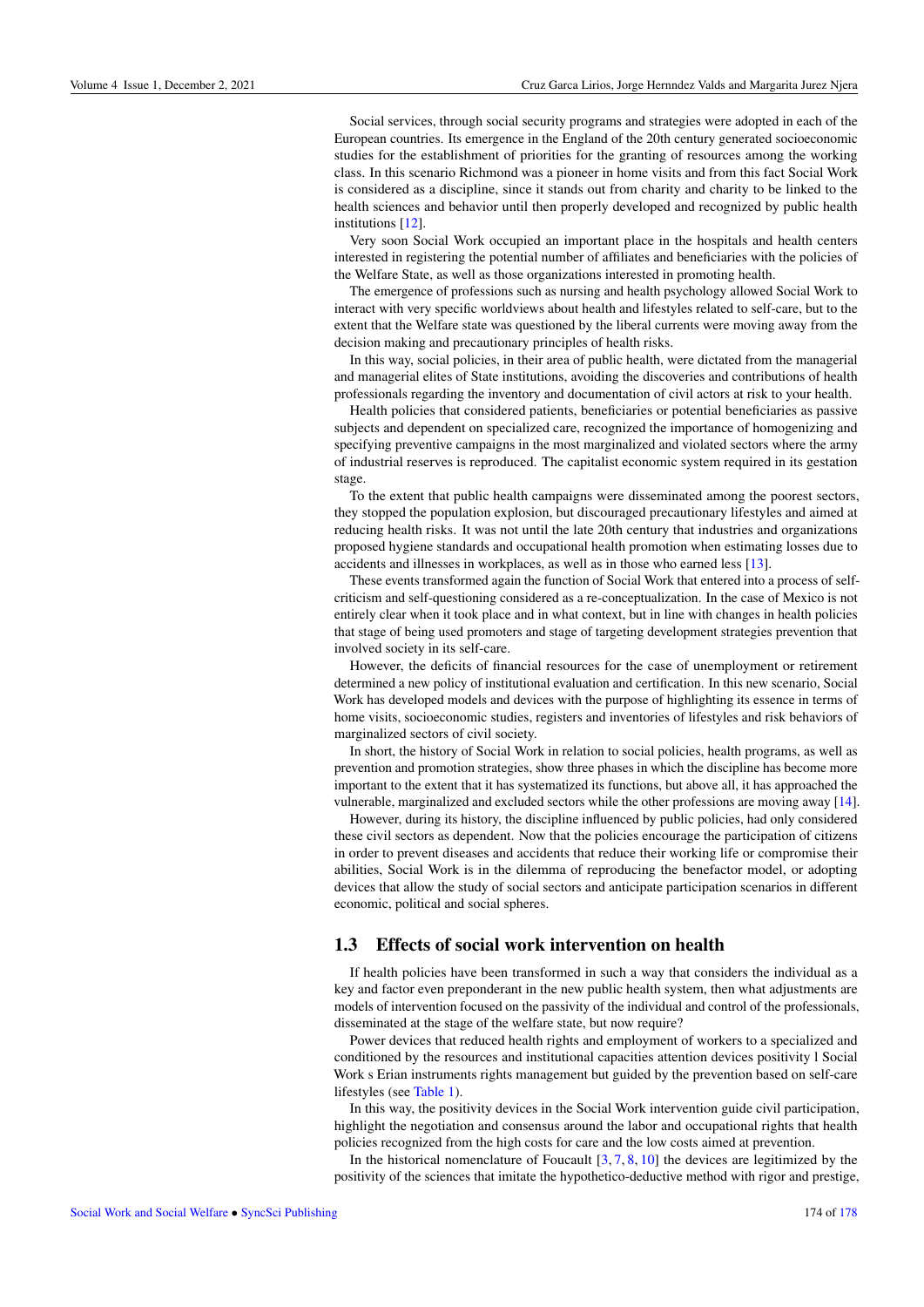Social services, through social security programs and strategies were adopted in each of the European countries. Its emergence in the England of the 20th century generated socioeconomic studies for the establishment of priorities for the granting of resources among the working class. In this scenario Richmond was a pioneer in home visits and from this fact Social Work is considered as a discipline, since it stands out from charity and charity to be linked to the health sciences and behavior until then properly developed and recognized by public health institutions [12].

Very soon Social Work occupied an important place in the hospitals and health centers interested in registering the potential number of affiliates and beneficiaries with the policies of the Welfare State, as well as those organizations interested in promoting health.

The emergence of professions such as nursing and health psychology allowed Social Work to interact with very specific worldviews about health and lifestyles related to self-care, but to the extent that the Welfare state was questioned by the liberal currents were moving away from the decision making and precautionary principles of health risks.

In this way, social policies, in their area of public health, were dictated from the managerial and managerial elites of State institutions, avoiding the discoveries and contributions of health professionals regarding the inventory and documentation of civil actors at risk to your health.

Health policies that considered patients, beneficiaries or potential beneficiaries as passive subjects and dependent on specialized care, recognized the importance of homogenizing and specifying preventive campaigns in the most marginalized and violated sectors where the army of industrial reserves is reproduced. The capitalist economic system required in its gestation stage.

To the extent that public health campaigns were disseminated among the poorest sectors, they stopped the population explosion, but discouraged precautionary lifestyles and aimed at reducing health risks. It was not until the late 20th century that industries and organizations proposed hygiene standards and occupational health promotion when estimating losses due to accidents and illnesses in workplaces, as well as in those who earned less [13].

These events transformed again the function of Social Work that entered into a process of self-criticism and self-questioning considered as a re-conceptualization. In the case of Mexico is not entirely clear when it took place and in what context, but in line with changes in health policies that stage of being used promoters and stage of targeting development strategies prevention that involved society in its self-care.

However, the deficits of financial resources for the case of unemployment or retirement determined a new policy of institutional evaluation and certification. In this new scenario, Social Work has developed models and devices with the purpose of highlighting its essence in terms of home visits, socioeconomic studies, registers and inventories of lifestyles and risk behaviors of marginalized sectors of civil society.

In short, the history of Social Work in relation to social policies, health programs, as well as prevention and promotion strategies, show three phases in which the discipline has become more important to the extent that it has systematized its functions, but above all, it has approached the vulnerable, marginalized and excluded sectors while the other professions are moving away [14].

However, during its history, the discipline influenced by public policies, had only considered these civil sectors as dependent. Now that the policies encourage the participation of citizens in order to prevent diseases and accidents that reduce their working life or compromise their abilities, Social Work is in the dilemma of reproducing the benefactor model, or adopting devices that allow the study of social sectors and anticipate participation scenarios in different economic, political and social spheres.

## 1.3 Effects of social work intervention on health

If health policies have been transformed in such a way that considers the individual as a key and factor even preponderant in the new public health system, then what adjustments are models of intervention focused on the passivity of the individual and control of the professionals, disseminated at the stage of the welfare state, but now require?

Power devices that reduced health rights and employment of workers to a specialized and conditioned by the resources and institutional capacities attention devices positivity l Social Work s Erian instruments rights management but guided by the prevention based on self-care lifestyles (see Table 1).

In this way, the positivity devices in the Social Work intervention guide civil participation, highlight the negotiation and consensus around the labor and occupational rights that health policies recognized from the high costs for care and the low costs aimed at prevention.

In the historical nomenclature of Foucault [3, 7, 8, 10] the devices are legitimized by the positivity of the sciences that imitate the hypothetico-deductive method with rigor and prestige,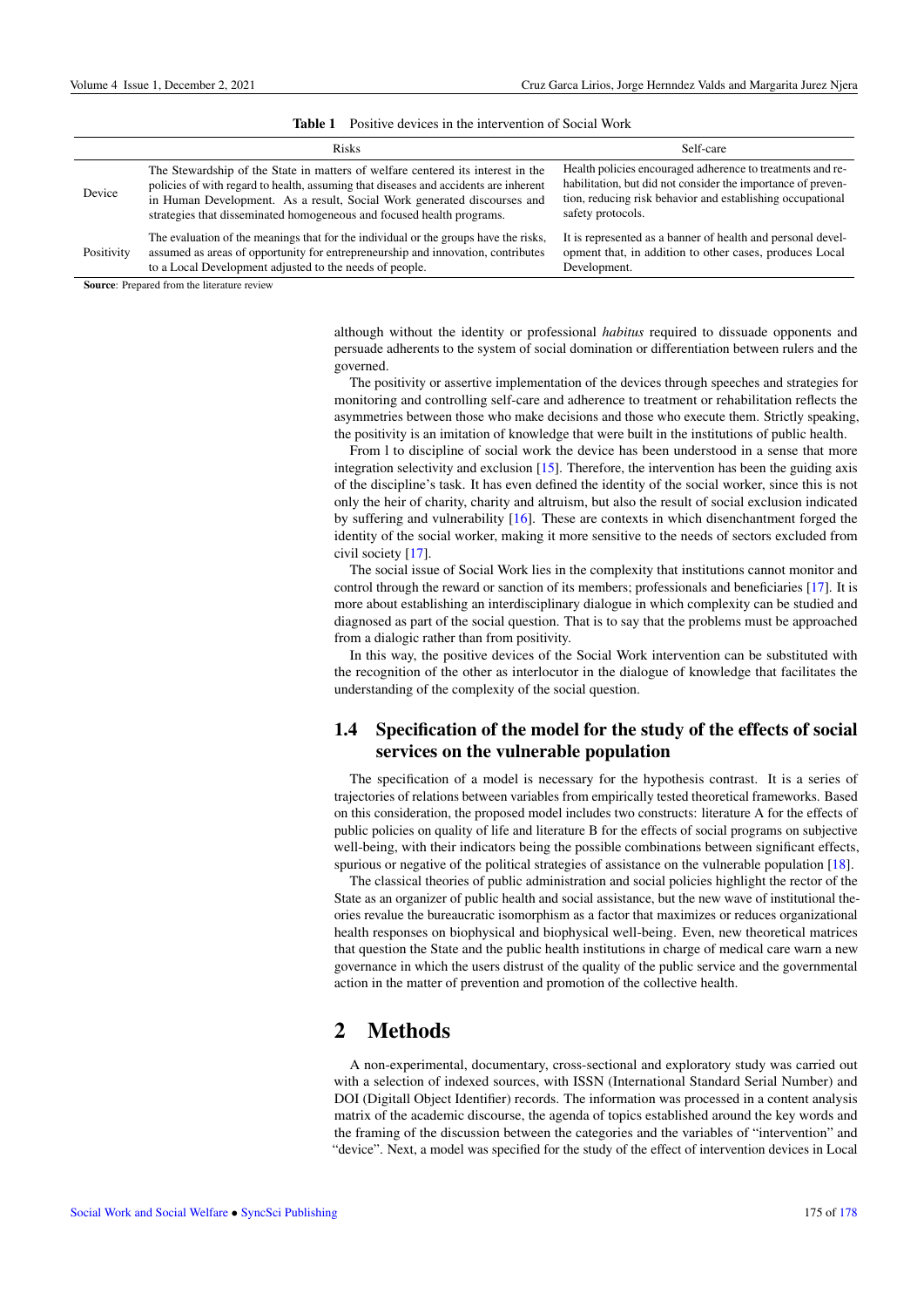**Table 1** Positive devices in the intervention of Social Work

| | Risks | Self-care |
|---|---|---|
| Device | The Stewardship of the State in matters of welfare centered its interest in the policies of with regard to health, assuming that diseases and accidents are inherent in Human Development. As a result, Social Work generated discourses and strategies that disseminated homogeneous and focused health programs. | Health policies encouraged adherence to treatments and rehabilitation, but did not consider the importance of prevention, reducing risk behavior and establishing occupational safety protocols. |
| Positivity | The evaluation of the meanings that for the individual or the groups have the risks, assumed as areas of opportunity for entrepreneurship and innovation, contributes to a Local Development adjusted to the needs of people. | It is represented as a banner of health and personal development that, in addition to other cases, produces Local Development. |

**Source**: Prepared from the literature review

although without the identity or professional *habitus* required to dissuade opponents and persuade adherents to the system of social domination or differentiation between rulers and the governed.

The positivity or assertive implementation of the devices through speeches and strategies for monitoring and controlling self-care and adherence to treatment or rehabilitation reflects the asymmetries between those who make decisions and those who execute them. Strictly speaking, the positivity is an imitation of knowledge that were built in the institutions of public health.

From l to discipline of social work the device has been understood in a sense that more integration selectivity and exclusion [15]. Therefore, the intervention has been the guiding axis of the discipline's task. It has even defined the identity of the social worker, since this is not only the heir of charity, charity and altruism, but also the result of social exclusion indicated by suffering and vulnerability [16]. These are contexts in which disenchantment forged the identity of the social worker, making it more sensitive to the needs of sectors excluded from civil society [17].

The social issue of Social Work lies in the complexity that institutions cannot monitor and control through the reward or sanction of its members; professionals and beneficiaries [17]. It is more about establishing an interdisciplinary dialogue in which complexity can be studied and diagnosed as part of the social question. That is to say that the problems must be approached from a dialogic rather than from positivity.

In this way, the positive devices of the Social Work intervention can be substituted with the recognition of the other as interlocutor in the dialogue of knowledge that facilitates the understanding of the complexity of the social question.

## 1.4 Specification of the model for the study of the effects of social services on the vulnerable population

The specification of a model is necessary for the hypothesis contrast. It is a series of trajectories of relations between variables from empirically tested theoretical frameworks. Based on this consideration, the proposed model includes two constructs: literature A for the effects of public policies on quality of life and literature B for the effects of social programs on subjective well-being, with their indicators being the possible combinations between significant effects, spurious or negative of the political strategies of assistance on the vulnerable population [18].

The classical theories of public administration and social policies highlight the rector of the State as an organizer of public health and social assistance, but the new wave of institutional theories revalue the bureaucratic isomorphism as a factor that maximizes or reduces organizational health responses on biophysical and biophysical well-being. Even, new theoretical matrices that question the State and the public health institutions in charge of medical care warn a new governance in which the users distrust of the quality of the public service and the governmental action in the matter of prevention and promotion of the collective health.

# 2 Methods

A non-experimental, documentary, cross-sectional and exploratory study was carried out with a selection of indexed sources, with ISSN (International Standard Serial Number) and DOI (Digitall Object Identifier) records. The information was processed in a content analysis matrix of the academic discourse, the agenda of topics established around the key words and the framing of the discussion between the categories and the variables of "intervention" and "device". Next, a model was specified for the study of the effect of intervention devices in Local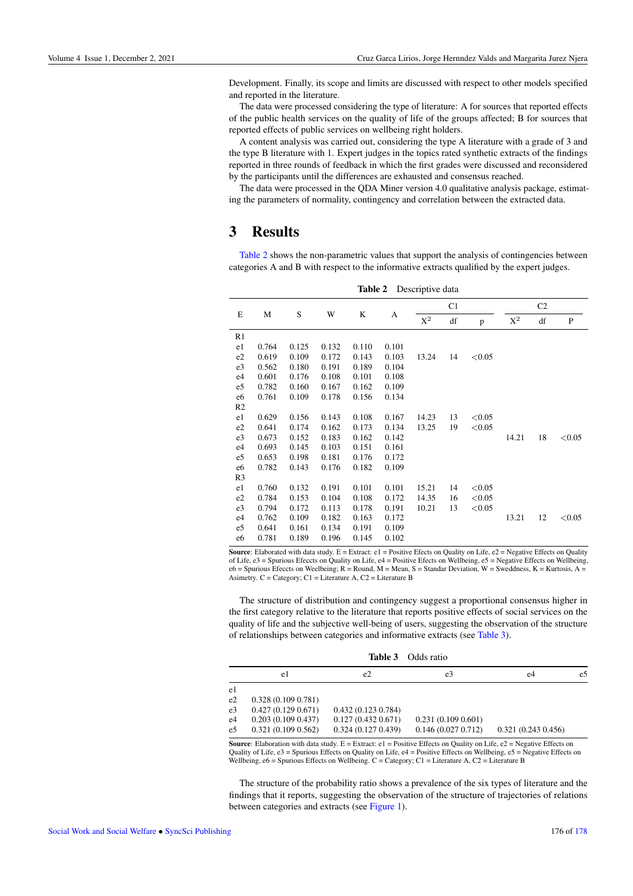Development. Finally, its scope and limits are discussed with respect to other models specified and reported in the literature.

The data were processed considering the type of literature: A for sources that reported effects of the public health services on the quality of life of the groups affected; B for sources that reported effects of public services on wellbeing right holders.

A content analysis was carried out, considering the type A literature with a grade of 3 and the type B literature with 1. Expert judges in the topics rated synthetic extracts of the findings reported in three rounds of feedback in which the first grades were discussed and reconsidered by the participants until the differences are exhausted and consensus reached.

The data were processed in the QDA Miner version 4.0 qualitative analysis package, estimating the parameters of normality, contingency and correlation between the extracted data.

# 3 Results

Table 2 shows the non-parametric values that support the analysis of contingencies between categories A and B with respect to the informative extracts qualified by the expert judges.

**Table 2** Descriptive data

| E | M | S | W | K | A | C1 | | | C2 | | |
|---|---|---|---|---|---|---|---|---|---|---|---|
| | | | | | | $X^2$ | df | p | $X^2$ | df | P |
| R1 | | | | | | | | | | | |
| e1 | 0.764 | 0.125 | 0.132 | 0.110 | 0.101 | | | | | | |
| e2 | 0.619 | 0.109 | 0.172 | 0.143 | 0.103 | 13.24 | 14 | <0.05 | | | |
| e3 | 0.562 | 0.180 | 0.191 | 0.189 | 0.104 | | | | | | |
| e4 | 0.601 | 0.176 | 0.108 | 0.101 | 0.108 | | | | | | |
| e5 | 0.782 | 0.160 | 0.167 | 0.162 | 0.109 | | | | | | |
| e6 | 0.761 | 0.109 | 0.178 | 0.156 | 0.134 | | | | | | |
| R2 | | | | | | | | | | | |
| e1 | 0.629 | 0.156 | 0.143 | 0.108 | 0.167 | 14.23 | 13 | <0.05 | | | |
| e2 | 0.641 | 0.174 | 0.162 | 0.173 | 0.134 | 13.25 | 19 | <0.05 | | | |
| e3 | 0.673 | 0.152 | 0.183 | 0.162 | 0.142 | | | | 14.21 | 18 | <0.05 |
| e4 | 0.693 | 0.145 | 0.103 | 0.151 | 0.161 | | | | | | |
| e5 | 0.653 | 0.198 | 0.181 | 0.176 | 0.172 | | | | | | |
| e6 | 0.782 | 0.143 | 0.176 | 0.182 | 0.109 | | | | | | |
| R3 | | | | | | | | | | | |
| e1 | 0.760 | 0.132 | 0.191 | 0.101 | 0.101 | 15.21 | 14 | <0.05 | | | |
| e2 | 0.784 | 0.153 | 0.104 | 0.108 | 0.172 | 14.35 | 16 | <0.05 | | | |
| e3 | 0.794 | 0.172 | 0.113 | 0.178 | 0.191 | 10.21 | 13 | <0.05 | | | |
| e4 | 0.762 | 0.109 | 0.182 | 0.163 | 0.172 | | | | 13.21 | 12 | <0.05 |
| e5 | 0.641 | 0.161 | 0.134 | 0.191 | 0.109 | | | | | | |
| e6 | 0.781 | 0.189 | 0.196 | 0.145 | 0.102 | | | | | | |

**Source**: Elaborated with data study. E = Extract: e1 = Positive Efects on Quality on Life, e2 = Negative Effects on Quality of Life, e3 = Spurious Effects on Quality on Life, e4 = Positive Efects on Wellbeing, e5 = Negative Efects on Wellbeing, e6 = Spurious Efeccts on Weelbeing; R = Round, M = Mean, S = Standar Deviation, W = Sweddness, K = Kurtosis, A = Asimetry. C = Category; C1 = Literature A, C2 = Literature B

The structure of distribution and contingency suggest a proportional consensus higher in the first category relative to the literature that reports positive effects of social services on the quality of life and the subjective well-being of users, suggesting the observation of the structure of relationships between categories and informative extracts (see Table 3).

**Table 3** Odds ratio

| | e1 | e2 | e3 | e4 | e5 |
|---|---|---|---|---|---|
| e1 | | | | | |
| e2 | 0.328 (0.109 0.781) | | | | |
| e3 | 0.427 (0.129 0.671) | 0.432 (0.123 0.784) | | | |
| e4 | 0.203 (0.109 0.437) | 0.127 (0.432 0.671) | 0.231 (0.109 0.601) | | |
| e5 | 0.321 (0.109 0.562) | 0.324 (0.127 0.439) | 0.146 (0.027 0.712) | 0.321 (0.243 0.456) | |

**Source**: Elaboration with data study. E = Extract: e1 = Positive Efects on Quality on Life, e2 = Negative Effects on Quality of Life, e3 = Spurious Effects on Quality on Life, e4 = Positive Efects on Wellbeing, e5 = Negative Effects on Wellbeing, e6 = Spurious Effects on Wellbeing. C = Category; C1 = Literature A, C2 = Literature B

The structure of the probability ratio shows a prevalence of the six types of literature and the findings that it reports, suggesting the observation of the structure of trajectories of relations between categories and extracts (see Figure 1).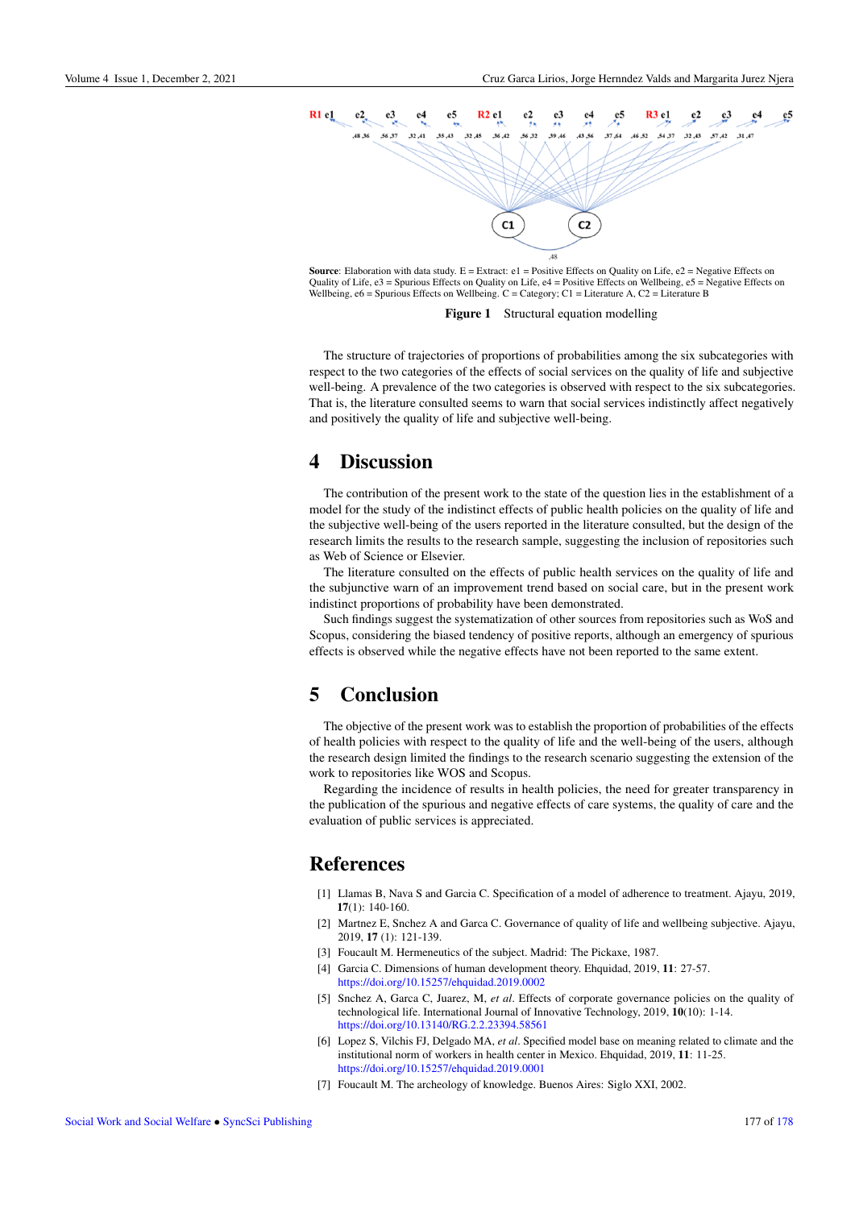R1 e1 e2 e3 e4 e5 R2 e1 e2 e3 e4 e5 R3 e1 e2 e3 e4 e5

,48 ,36 ,56 ,37 ,32 ,41 ,35 ,43 ,32 ,45 ,36 ,42 ,56 ,32 ,39 ,46 ,43 ,56 ,37 ,64 ,46 ,52 ,54 ,37 ,32 ,43 ,57 ,42 ,31 ,47

C1 C2

,48

**Source**: Elaboration with data study. E = Extract: e1 = Positive Effects on Quality on Life, e2 = Negative Effects on Quality of Life, e3 = Spurious Effects on Quality on Life, e4 = Positive Effects on Wellbeing, e5 = Negative Effects on Wellbeing, e6 = Spurious Effects on Wellbeing. C = Category; C1 = Literature A, C2 = Literature B

**Figure 1** Structural equation modelling

The structure of trajectories of proportions of probabilities among the six subcategories with respect to the two categories of the effects of social services on the quality of life and subjective well-being. A prevalence of the two categories is observed with respect to the six subcategories. That is, the literature consulted seems to warn that social services indistinctly affect negatively and positively the quality of life and subjective well-being.

# 4 Discussion

The contribution of the present work to the state of the question lies in the establishment of a model for the study of the indistinct effects of public health policies on the quality of life and the subjective well-being of the users reported in the literature consulted, but the design of the research limits the results to the research sample, suggesting the inclusion of repositories such as Web of Science or Elsevier.

The literature consulted on the effects of public health services on the quality of life and the subjunctive warn of an improvement trend based on social care, but in the present work indistinct proportions of probability have been demonstrated.

Such findings suggest the systematization of other sources from repositories such as WoS and Scopus, considering the biased tendency of positive reports, although an emergency of spurious effects is observed while the negative effects have not been reported to the same extent.

# 5 Conclusion

The objective of the present work was to establish the proportion of probabilities of the effects of health policies with respect to the quality of life and the well-being of the users, although the research design limited the findings to the research scenario suggesting the extension of the work to repositories like WOS and Scopus.

Regarding the incidence of results in health policies, the need for greater transparency in the publication of the spurious and negative effects of care systems, the quality of care and the evaluation of public services is appreciated.

# References

[1] Llamas B, Nava S and Garcia C. Specification of a model of adherence to treatment. Ajayu, 2019, **17**(1): 140-160.

[2] Martnez E, Snchez A and Garca C. Governance of quality of life and wellbeing subjective. Ajayu, 2019, **17** (1): 121-139.

[3] Foucault M. Hermeneutics of the subject. Madrid: The Pickaxe, 1987.

[4] Garcia C. Dimensions of human development theory. Ehquidad, 2019, **11**: 27-57. https://doi.org/10.15257/ehquidad.2019.0002

[5] Snchez A, Garca C, Juarez, M, *et al*. Effects of corporate governance policies on the quality of technological life. International Journal of Innovative Technology, 2019, **10**(10): 1-14. https://doi.org/10.13140/RG.2.2.23394.58561

[6] Lopez S, Vilchis FJ, Delgado MA, *et al*. Specified model base on meaning related to climate and the institutional norm of workers in health center in Mexico. Ehquidad, 2019, **11**: 11-25. https://doi.org/10.15257/ehquidad.2019.0001

[7] Foucault M. The archeology of knowledge. Buenos Aires: Siglo XXI, 2002.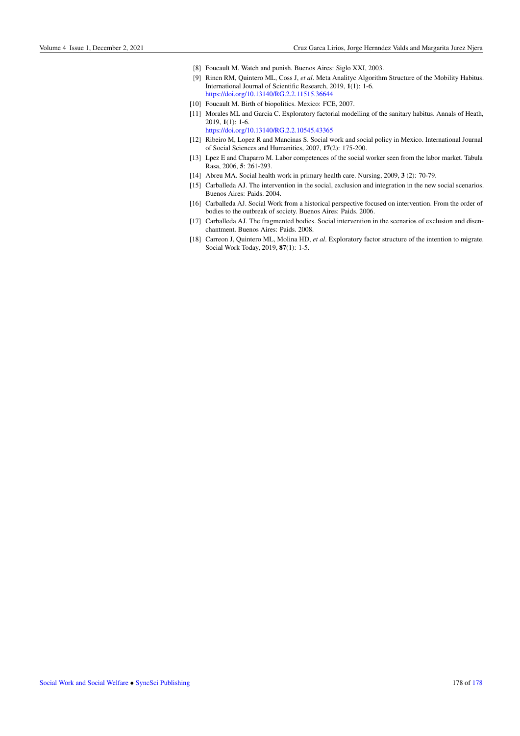[8] Foucault M. Watch and punish. Buenos Aires: Siglo XXI, 2003.

[9] Rincn RM, Quintero ML, Coss J, *et al*. Meta Analityc Algorithm Structure of the Mobility Habitus. International Journal of Scientific Research, 2019, **1**(1): 1-6.
https://doi.org/10.13140/RG.2.2.11515.36644

[10] Foucault M. Birth of biopolitics. Mexico: FCE, 2007.

[11] Morales ML and Garcia C. Exploratory factorial modelling of the sanitary habitus. Annals of Heath, 2019, **1**(1): 1-6.
https://doi.org/10.13140/RG.2.2.10545.43365

[12] Ribeiro M, Lopez R and Mancinas S. Social work and social policy in Mexico. International Journal of Social Sciences and Humanities, 2007, **17**(2): 175-200.

[13] Lpez E and Chaparro M. Labor competences of the social worker seen from the labor market. Tabula Rasa, 2006, **5**: 261-293.

[14] Abreu MA. Social health work in primary health care. Nursing, 2009, **3** (2): 70-79.

[15] Carballeda AJ. The intervention in the social, exclusion and integration in the new social scenarios. Buenos Aires: Paids. 2004.

[16] Carballeda AJ. Social Work from a historical perspective focused on intervention. From the order of bodies to the outbreak of society. Buenos Aires: Paids. 2006.

[17] Carballeda AJ. The fragmented bodies. Social intervention in the scenarios of exclusion and disenchantment. Buenos Aires: Paids. 2008.

[18] Carreon J, Quintero ML, Molina HD, *et al*. Exploratory factor structure of the intention to migrate. Social Work Today, 2019, **87**(1): 1-5.